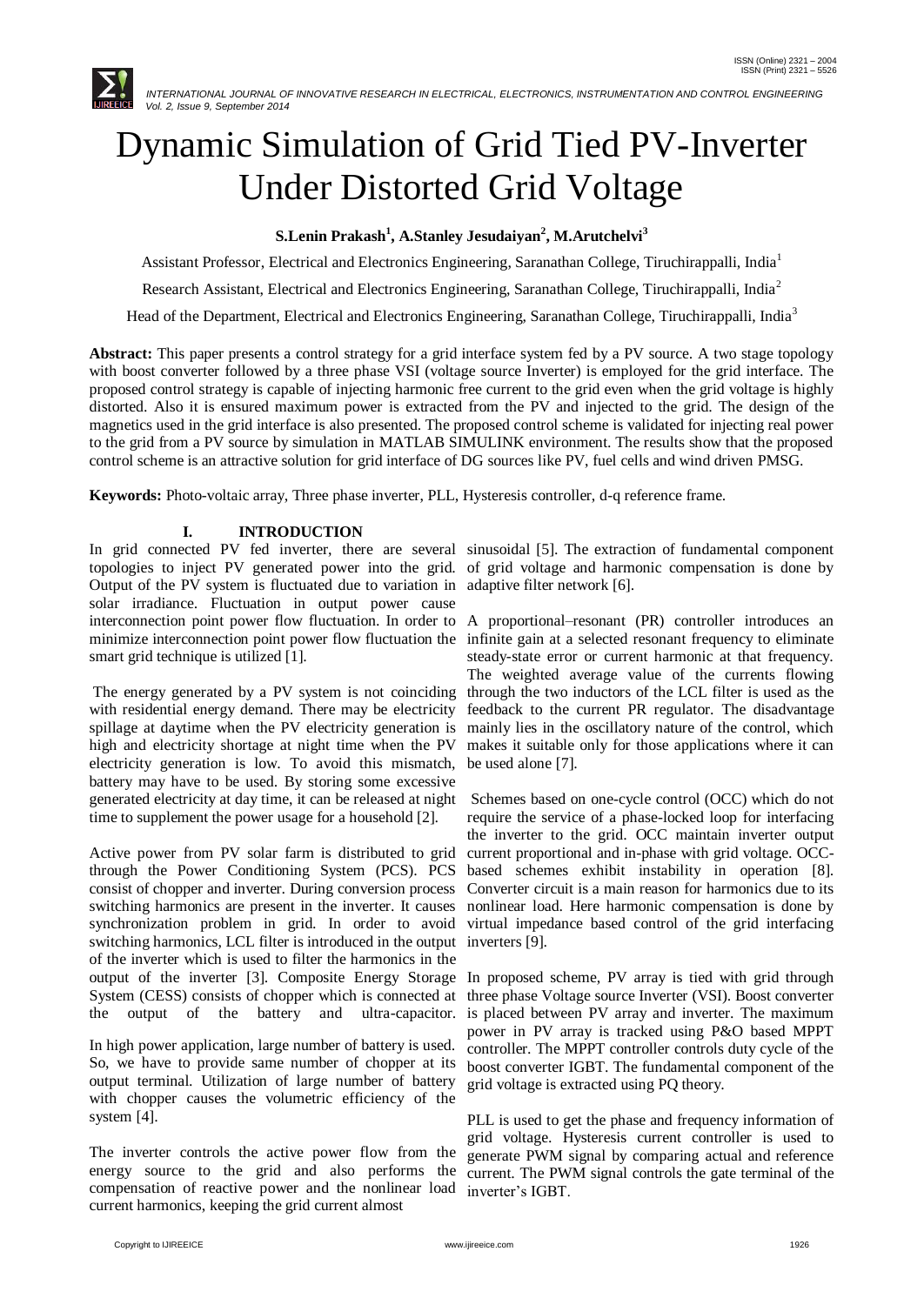# Dynamic Simulation of Grid Tied PV-Inverter Under Distorted Grid Voltage

**S.Lenin Prakash[1], A.Stanley Jesudaiyan[2], M.Arutchelvi[3]**

Assistant Professor, Electrical and Electronics Engineering, Saranathan College, Tiruchirappalli, India[1]

Research Assistant, Electrical and Electronics Engineering, Saranathan College, Tiruchirappalli, India[2]

Head of the Department, Electrical and Electronics Engineering, Saranathan College, Tiruchirappalli, India[3]

**Abstract:** This paper presents a control strategy for a grid interface system fed by a PV source. A two stage topology with boost converter followed by a three phase VSI (voltage source Inverter) is employed for the grid interface. The proposed control strategy is capable of injecting harmonic free current to the grid even when the grid voltage is highly distorted. Also it is ensured maximum power is extracted from the PV and injected to the grid. The design of the magnetics used in the grid interface is also presented. The proposed control scheme is validated for injecting real power to the grid from a PV source by simulation in MATLAB SIMULINK environment. The results show that the proposed control scheme is an attractive solution for grid interface of DG sources like PV, fuel cells and wind driven PMSG.

**Keywords:** Photo-voltaic array, Three phase inverter, PLL, Hysteresis controller, d-q reference frame.

## I. INTRODUCTION

In grid connected PV fed inverter, there are several topologies to inject PV generated power into the grid. Output of the PV system is fluctuated due to variation in solar irradiance. Fluctuation in output power cause interconnection point power flow fluctuation. In order to minimize interconnection point power flow fluctuation the smart grid technique is utilized [1].

The energy generated by a PV system is not coinciding with residential energy demand. There may be electricity spillage at daytime when the PV electricity generation is high and electricity shortage at night time when the PV electricity generation is low. To avoid this mismatch, battery may have to be used. By storing some excessive generated electricity at day time, it can be released at night time to supplement the power usage for a household [2].

Active power from PV solar farm is distributed to grid through the Power Conditioning System (PCS). PCS consist of chopper and inverter. During conversion process switching harmonics are present in the inverter. It causes synchronization problem in grid. In order to avoid switching harmonics, LCL filter is introduced in the output of the inverter which is used to filter the harmonics in the output of the inverter [3]. Composite Energy Storage System (CESS) consists of chopper which is connected at the output of the battery and ultra-capacitor.

In high power application, large number of battery is used. So, we have to provide same number of chopper at its output terminal. Utilization of large number of battery with chopper causes the volumetric efficiency of the system [4].

The inverter controls the active power flow from the energy source to the grid and also performs the compensation of reactive power and the nonlinear load current harmonics, keeping the grid current almost sinusoidal [5]. The extraction of fundamental component of grid voltage and harmonic compensation is done by adaptive filter network [6].

A proportional–resonant (PR) controller introduces an infinite gain at a selected resonant frequency to eliminate steady-state error or current harmonic at that frequency. The weighted average value of the currents flowing through the two inductors of the LCL filter is used as the feedback to the current PR regulator. The disadvantage mainly lies in the oscillatory nature of the control, which makes it suitable only for those applications where it can be used alone [7].

Schemes based on one-cycle control (OCC) which do not require the service of a phase-locked loop for interfacing the inverter to the grid. OCC maintain inverter output current proportional and in-phase with grid voltage. OCC-based schemes exhibit instability in operation [8]. Converter circuit is a main reason for harmonics due to its nonlinear load. Here harmonic compensation is done by virtual impedance based control of the grid interfacing inverters [9].

In proposed scheme, PV array is tied with grid through three phase Voltage source Inverter (VSI). Boost converter is placed between PV array and inverter. The maximum power in PV array is tracked using P&O based MPPT controller. The MPPT controller controls duty cycle of the boost converter IGBT. The fundamental component of the grid voltage is extracted using PQ theory.

PLL is used to get the phase and frequency information of grid voltage. Hysteresis current controller is used to generate PWM signal by comparing actual and reference current. The PWM signal controls the gate terminal of the inverter's IGBT.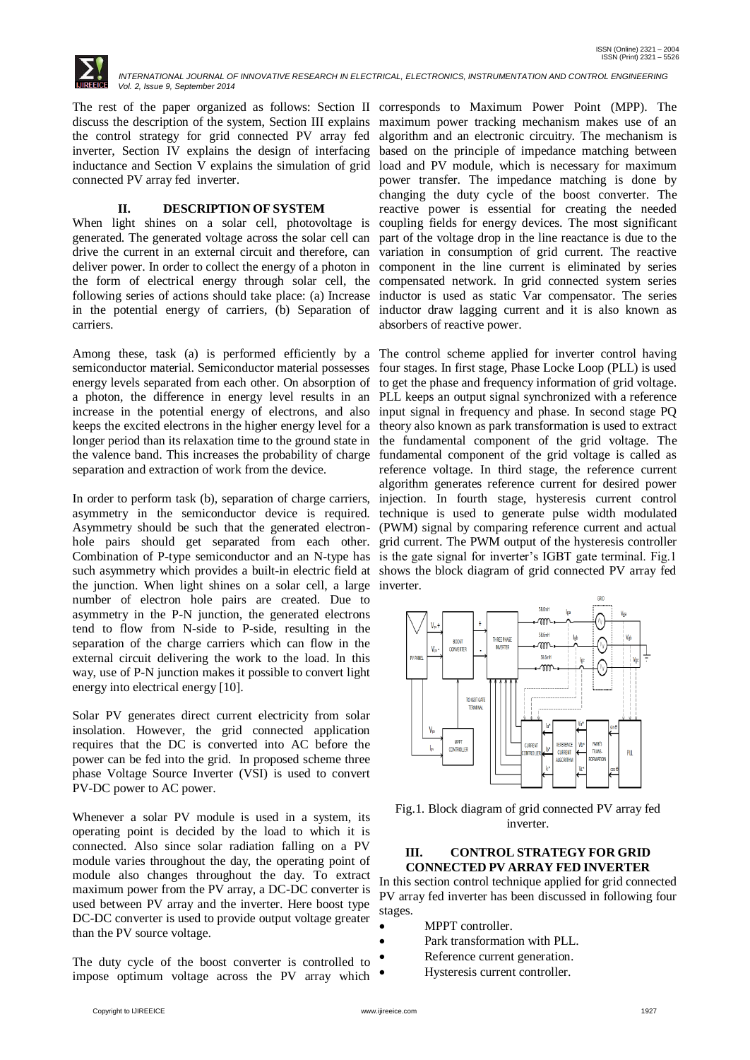The rest of the paper organized as follows: Section II discuss the description of the system, Section III explains the control strategy for grid connected PV array fed inverter, Section IV explains the design of interfacing inductance and Section V explains the simulation of grid connected PV array fed inverter.

## II. DESCRIPTION OF SYSTEM

When light shines on a solar cell, photovoltage is generated. The generated voltage across the solar cell can drive the current in an external circuit and therefore, can deliver power. In order to collect the energy of a photon in the form of electrical energy through solar cell, the following series of actions should take place: (a) Increase in the potential energy of carriers, (b) Separation of carriers.

Among these, task (a) is performed efficiently by a semiconductor material. Semiconductor material possesses energy levels separated from each other. On absorption of a photon, the difference in energy level results in an increase in the potential energy of electrons, and also keeps the excited electrons in the higher energy level for a longer period than its relaxation time to the ground state in the valence band. This increases the probability of charge separation and extraction of work from the device.

In order to perform task (b), separation of charge carriers, asymmetry in the semiconductor device is required. Asymmetry should be such that the generated electron-hole pairs should get separated from each other. Combination of P-type semiconductor and an N-type has such asymmetry which provides a built-in electric field at the junction. When light shines on a solar cell, a large number of electron hole pairs are created. Due to asymmetry in the P-N junction, the generated electrons tend to flow from N-side to P-side, resulting in the separation of the charge carriers which can flow in the external circuit delivering the work to the load. In this way, use of P-N junction makes it possible to convert light energy into electrical energy [10].

Solar PV generates direct current electricity from solar insolation. However, the grid connected application requires that the DC is converted into AC before the power can be fed into the grid. In proposed scheme three phase Voltage Source Inverter (VSI) is used to convert PV-DC power to AC power.

Whenever a solar PV module is used in a system, its operating point is decided by the load to which it is connected. Also since solar radiation falling on a PV module varies throughout the day, the operating point of module also changes throughout the day. To extract maximum power from the PV array, a DC-DC converter is used between PV array and the inverter. Here boost type DC-DC converter is used to provide output voltage greater than the PV source voltage.

The duty cycle of the boost converter is controlled to impose optimum voltage across the PV array which corresponds to Maximum Power Point (MPP). The maximum power tracking mechanism makes use of an algorithm and an electronic circuitry. The mechanism is based on the principle of impedance matching between load and PV module, which is necessary for maximum power transfer. The impedance matching is done by changing the duty cycle of the boost converter. The reactive power is essential for creating the needed coupling fields for energy devices. The most significant part of the voltage drop in the line reactance is due to the variation in consumption of grid current. The reactive component in the line current is eliminated by series compensated network. In grid connected system series inductor is used as static Var compensator. The series inductor draw lagging current and it is also known as absorbers of reactive power.

The control scheme applied for inverter control having four stages. In first stage, Phase Locke Loop (PLL) is used to get the phase and frequency information of grid voltage. PLL keeps an output signal synchronized with a reference input signal in frequency and phase. In second stage PQ theory also known as park transformation is used to extract the fundamental component of the grid voltage. The fundamental component of the grid voltage is called as reference voltage. In third stage, the reference current algorithm generates reference current for desired power injection. In fourth stage, hysteresis current control technique is used to generate pulse width modulated (PWM) signal by comparing reference current and actual grid current. The PWM output of the hysteresis controller is the gate signal for inverter's IGBT gate terminal. Fig.1 shows the block diagram of grid connected PV array fed inverter.

Fig.1. Block diagram of grid connected PV array fed inverter.

## III. CONTROL STRATEGY FOR GRID CONNECTED PV ARRAY FED INVERTER

In this section control technique applied for grid connected PV array fed inverter has been discussed in following four stages.

- MPPT controller.
- Park transformation with PLL.
- Reference current generation.
- Hysteresis current controller.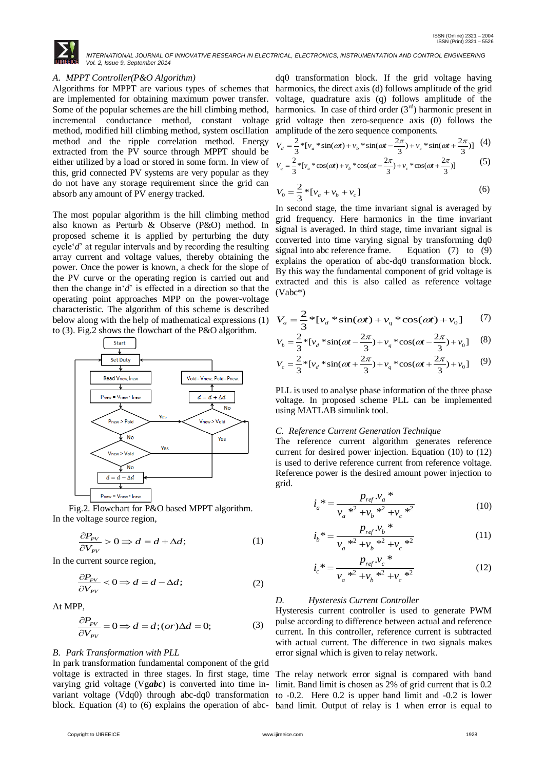### A. MPPT Controller(P&O Algorithm)

Algorithms for MPPT are various types of schemes that are implemented for obtaining maximum power transfer. Some of the popular schemes are the hill climbing method, incremental conductance method, constant voltage method, modified hill climbing method, system oscillation method and the ripple correlation method. Energy extracted from the PV source through MPPT should be either utilized by a load or stored in some form. In view of this, grid connected PV systems are very popular as they do not have any storage requirement since the grid can absorb any amount of PV energy tracked.

The most popular algorithm is the hill climbing method also known as Perturb & Observe (P&O) method. In proposed scheme it is applied by perturbing the duty cycle'*d*' at regular intervals and by recording the resulting array current and voltage values, thereby obtaining the power. Once the power is known, a check for the slope of the PV curve or the operating region is carried out and then the change in'*d*' is effected in a direction so that the operating point approaches MPP on the power-voltage characteristic. The algorithm of this scheme is described below along with the help of mathematical expressions (1) to (3). Fig.2 shows the flowchart of the P&O algorithm.

Fig.2. Flowchart for P&O based MPPT algorithm.

In the voltage source region,

$$\frac{\partial P_{PV}}{\partial V_{PV}} > 0 \Rightarrow d = d + \Delta d; \tag{1}$$

In the current source region,

$$\frac{\partial P_{PV}}{\partial V_{PV}} < 0 \Rightarrow d = d - \Delta d; \tag{2}$$

At MPP,

$$\frac{\partial P_{PV}}{\partial V_{PV}} = 0 \Rightarrow d = d; (or) \Delta d = 0; \tag{3}$$

### B. Park Transformation with PLL

In park transformation fundamental component of the grid voltage is extracted in three stages. In first stage, time varying grid voltage (Vg***abc***) is converted into time in-variant voltage (Vdq0) through abc-dq0 transformation block. Equation (4) to (6) explains the operation of abc-dq0 transformation block. If the grid voltage having harmonics, the direct axis (d) follows amplitude of the grid voltage, quadrature axis (q) follows amplitude of the harmonics. In case of third order (3[rd]) harmonic present in grid voltage then zero-sequence axis (0) follows the amplitude of the zero sequence components.

$$V_d = \frac{2}{3} * [v_a * \sin(\omega t) + v_b * \sin(\omega t - \frac{2\pi}{3}) + v_c * \sin(\omega t + \frac{2\pi}{3})] \tag{4}$$

$$V_q = \frac{2}{3} * [v_a * \cos(\omega t) + v_b * \cos(\omega t - \frac{2\pi}{3}) + v_c * \cos(\omega t + \frac{2\pi}{3})] \tag{5}$$

$$V_0 = \frac{2}{3} * [v_a + v_b + v_c] \tag{6}$$

In second stage, the time invariant signal is averaged by grid frequency. Here harmonics in the time invariant signal is averaged. In third stage, time invariant signal is converted into time varying signal by transforming dq0 signal into abc reference frame. Equation (7) to (9) explains the operation of abc-dq0 transformation block. By this way the fundamental component of grid voltage is extracted and this is also called as reference voltage (Vabc*)

$$V_a = \frac{2}{3} * [v_d * \sin(\omega t) + v_q * \cos(\omega t) + v_0] \tag{7}$$

$$V_b = \frac{2}{3} * [v_d * \sin(\omega t - \frac{2\pi}{3}) + v_q * \cos(\omega t - \frac{2\pi}{3}) + v_0] \tag{8}$$

$$V_c = \frac{2}{3} * [v_d * \sin(\omega t + \frac{2\pi}{3}) + v_q * \cos(\omega t + \frac{2\pi}{3}) + v_0] \tag{9}$$

PLL is used to analyse phase information of the three phase voltage. In proposed scheme PLL can be implemented using MATLAB simulink tool.

### C. Reference Current Generation Technique

The reference current algorithm generates reference current for desired power injection. Equation (10) to (12) is used to derive reference current from reference voltage. Reference power is the desired amount power injection to grid.

$$i_a* = \frac{p_{ref}.v_a*}{v_a*^2 + v_b*^2 + v_c*^2} \tag{10}$$

$$i_b* = \frac{p_{ref}.v_b*}{v_a*^2 + v_b*^2 + v_c*^2} \tag{11}$$

$$i_c* = \frac{p_{ref}.v_c*}{v_a*^2 + v_b*^2 + v_c*^2} \tag{12}$$

### D. Hysteresis Current Controller

Hysteresis current controller is used to generate PWM pulse according to difference between actual and reference current. In this controller, reference current is subtracted with actual current. The difference in two signals makes error signal which is given to relay network.

The relay network error signal is compared with band limit. Band limit is chosen as 2% of grid current that is 0.2 to -0.2. Here 0.2 is upper band limit and -0.2 is lower band limit. Output of relay is 1 when error is equal to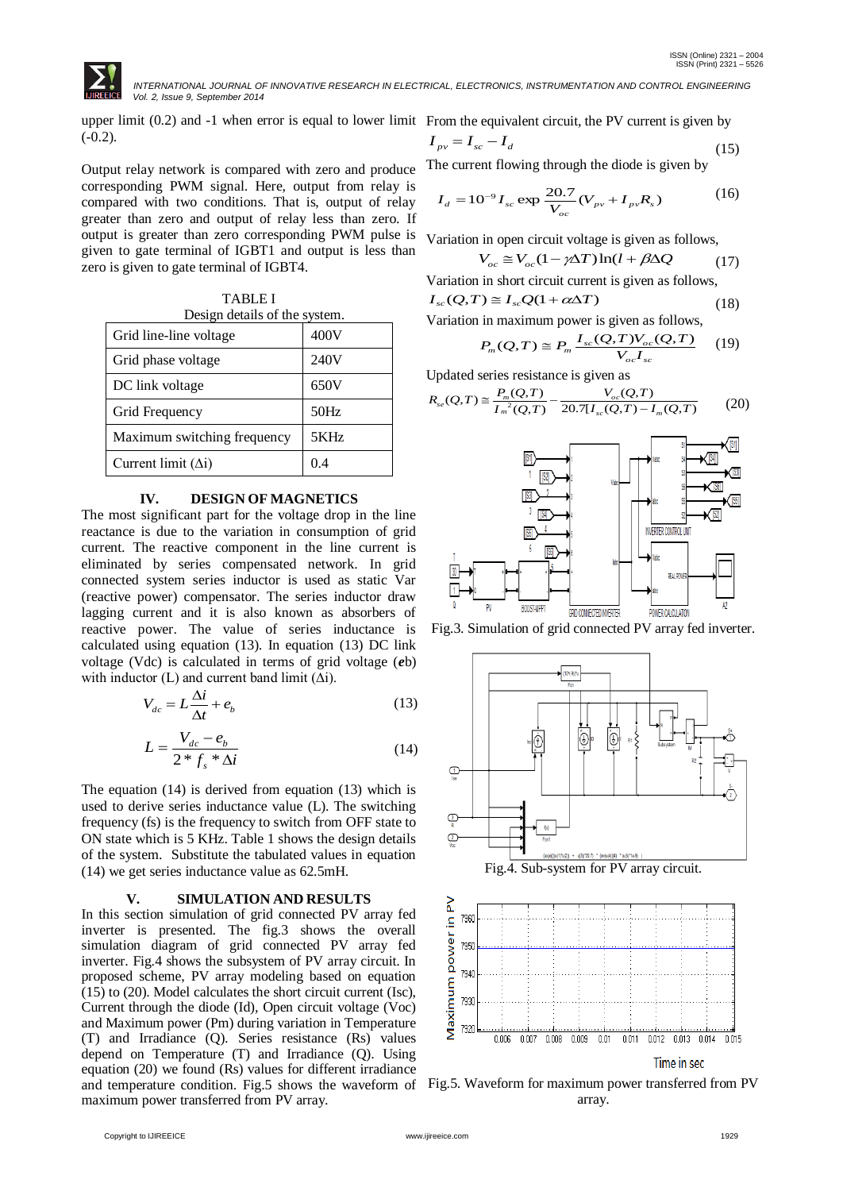upper limit (0.2) and -1 when error is equal to lower limit (-0.2).

Output relay network is compared with zero and produce corresponding PWM signal. Here, output from relay is compared with two conditions. That is, output of relay greater than zero and output of relay less than zero. If output is greater than zero corresponding PWM pulse is given to gate terminal of IGBT1 and output is less than zero is given to gate terminal of IGBT4.

TABLE I
Design details of the system.

| Grid line-line voltage | 400V |
|---|---|
| Grid phase voltage | 240V |
| DC link voltage | 650V |
| Grid Frequency | 50Hz |
| Maximum switching frequency | 5KHz |
| Current limit ($\Delta$i) | 0.4 |

## IV. DESIGN OF MAGNETICS

The most significant part for the voltage drop in the line reactance is due to the variation in consumption of grid current. The reactive component in the line current is eliminated by series compensated network. In grid connected system series inductor is used as static Var (reactive power) compensator. The series inductor draw lagging current and it is also known as absorbers of reactive power. The value of series inductance is calculated using equation (13). In equation (13) DC link voltage (Vdc) is calculated in terms of grid voltage ($e$b) with inductor (L) and current band limit ($\Delta$i).

$$V_{dc} = L\frac{\Delta i}{\Delta t} + e_b \tag{13}$$

$$L = \frac{V_{dc} - e_b}{2 * f_s * \Delta i} \tag{14}$$

The equation (14) is derived from equation (13) which is used to derive series inductance value (L). The switching frequency (fs) is the frequency to switch from OFF state to ON state which is 5 KHz. Table 1 shows the design details of the system. Substitute the tabulated values in equation (14) we get series inductance value as 62.5mH.

## V. SIMULATION AND RESULTS

In this section simulation of grid connected PV array fed inverter is presented. The fig.3 shows the overall simulation diagram of grid connected PV array fed inverter. Fig.4 shows the subsystem of PV array circuit. In proposed scheme, PV array modeling based on equation (15) to (20). Model calculates the short circuit current (Isc), Current through the diode (Id), Open circuit voltage (Voc) and Maximum power (Pm) during variation in Temperature (T) and Irradiance (Q). Series resistance (Rs) values depend on Temperature (T) and Irradiance (Q). Using equation (20) we found (Rs) values for different irradiance and temperature condition. Fig.5 shows the waveform of maximum power transferred from PV array.

From the equivalent circuit, the PV current is given by

$$I_{pv} = I_{sc} - I_d \tag{15}$$

The current flowing through the diode is given by

$$I_d = 10^{-9} I_{sc} \exp\frac{20.7}{V_{oc}}(V_{pv} + I_{pv}R_s) \tag{16}$$

Variation in open circuit voltage is given as follows,

$$V_{oc} \cong V_{oc}(1 - \gamma\Delta T)\ln(l + \beta\Delta Q \tag{17}$$

Variation in short circuit current is given as follows,

$$I_{sc}(Q,T) \cong I_{sc}Q(1 + \alpha\Delta T) \tag{18}$$

Variation in maximum power is given as follows,

$$P_m(Q,T) \cong P_m\frac{I_{sc}(Q,T)V_{oc}(Q,T)}{V_{oc}I_{sc}} \tag{19}$$

Updated series resistance is given as

$$R_{se}(Q,T) \cong \frac{P_m(Q,T)}{I_m{}^2(Q,T)} - \frac{V_{oc}(Q,T)}{20.7[I_{sc}(Q,T) - I_m(Q,T)} \tag{20}$$

Fig.3. Simulation of grid connected PV array fed inverter.

Fig.4. Sub-system for PV array circuit.

Fig.5. Waveform for maximum power transferred from PV array.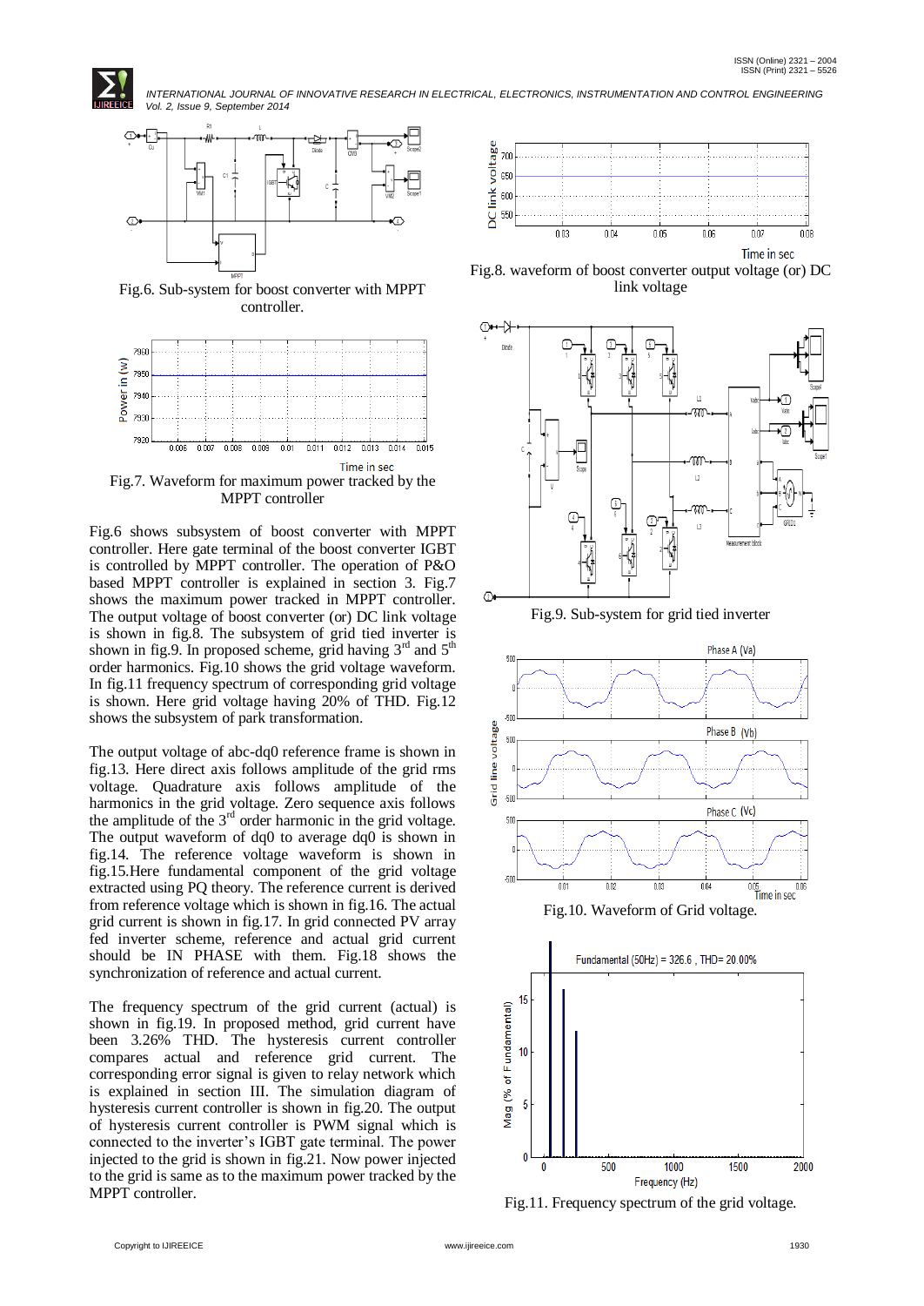Fig.6. Sub-system for boost converter with MPPT controller.

Fig.7. Waveform for maximum power tracked by the MPPT controller

Fig.6 shows subsystem of boost converter with MPPT controller. Here gate terminal of the boost converter IGBT is controlled by MPPT controller. The operation of P&O based MPPT controller is explained in section 3. Fig.7 shows the maximum power tracked in MPPT controller. The output voltage of boost converter (or) DC link voltage is shown in fig.8. The subsystem of grid tied inverter is shown in fig.9. In proposed scheme, grid having 3rd and 5th order harmonics. Fig.10 shows the grid voltage waveform. In fig.11 frequency spectrum of corresponding grid voltage is shown. Here grid voltage having 20% of THD. Fig.12 shows the subsystem of park transformation.

The output voltage of abc-dq0 reference frame is shown in fig.13. Here direct axis follows amplitude of the grid rms voltage. Quadrature axis follows amplitude of the harmonics in the grid voltage. Zero sequence axis follows the amplitude of the 3rd order harmonic in the grid voltage. The output waveform of dq0 to average dq0 is shown in fig.14. The reference voltage waveform is shown in fig.15.Here fundamental component of the grid voltage extracted using PQ theory. The reference current is derived from reference voltage which is shown in fig.16. The actual grid current is shown in fig.17. In grid connected PV array fed inverter scheme, reference and actual grid current should be IN PHASE with them. Fig.18 shows the synchronization of reference and actual current.

The frequency spectrum of the grid current (actual) is shown in fig.19. In proposed method, grid current have been 3.26% THD. The hysteresis current controller compares actual and reference grid current. The corresponding error signal is given to relay network which is explained in section III. The simulation diagram of hysteresis current controller is shown in fig.20. The output of hysteresis current controller is PWM signal which is connected to the inverter's IGBT gate terminal. The power injected to the grid is shown in fig.21. Now power injected to the grid is same as to the maximum power tracked by the MPPT controller.

Fig.8. waveform of boost converter output voltage (or) DC link voltage

Fig.9. Sub-system for grid tied inverter

Fig.10. Waveform of Grid voltage.

Fig.11. Frequency spectrum of the grid voltage.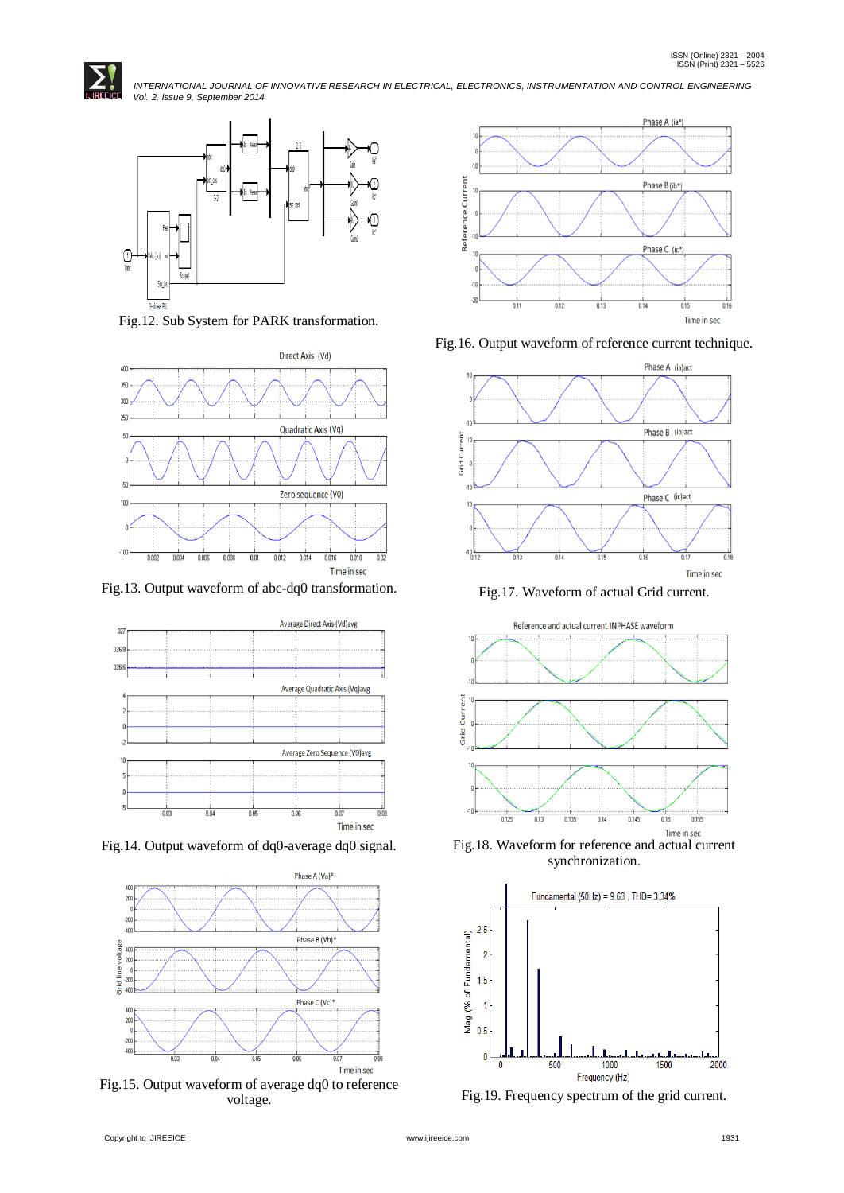Fig.12. Sub System for PARK transformation.

Fig.13. Output waveform of abc-dq0 transformation.

Fig.14. Output waveform of dq0-average dq0 signal.

Fig.15. Output waveform of average dq0 to reference voltage.

Fig.16. Output waveform of reference current technique.

Fig.17. Waveform of actual Grid current.

Fig.18. Waveform for reference and actual current synchronization.

Fig.19. Frequency spectrum of the grid current.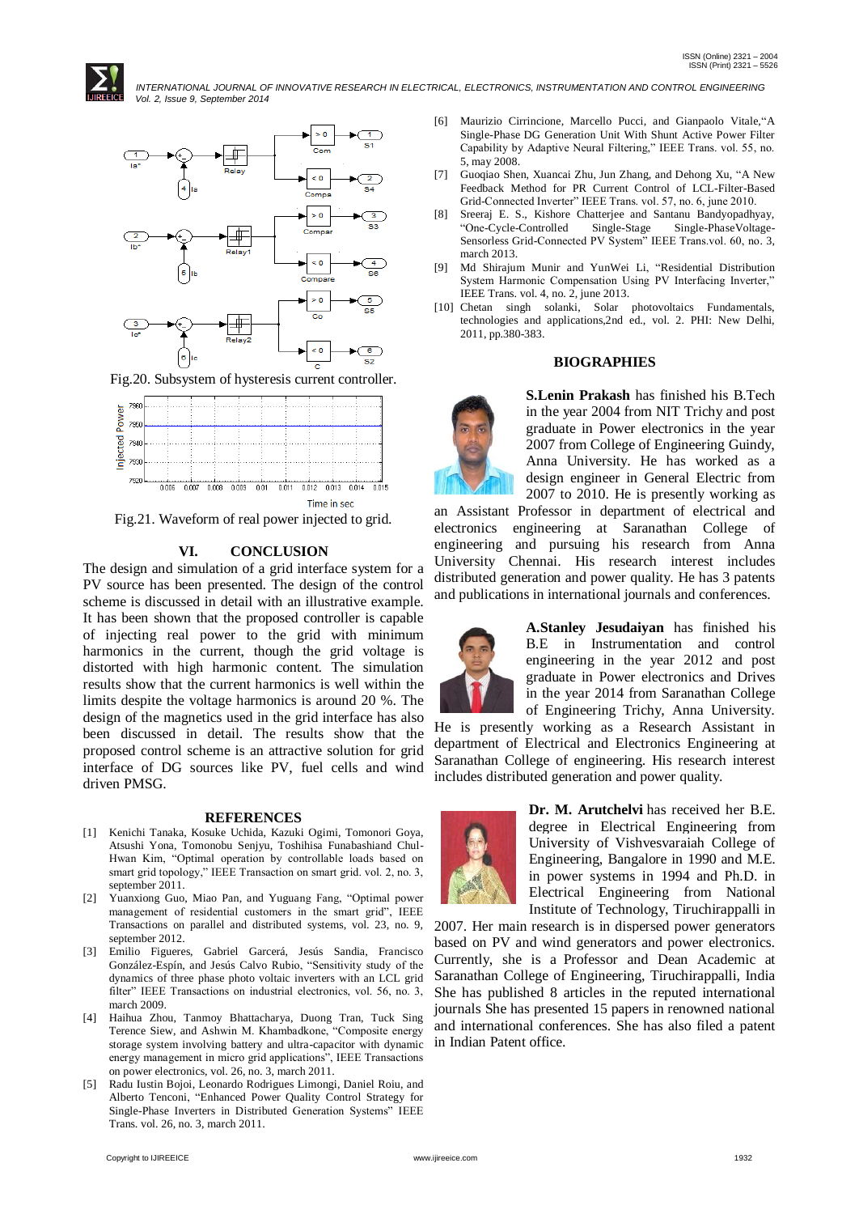1 Ia*

4 Ia

Relay

> 0 Com 1 S1

< 0 Compa 2 S4

2 Ib*

5 Ib

Relay1

> 0 Compar 3 S3

< 0 Compare 4 S6

3 Ic*

6 Ic

Relay2

> 0 Co 5 S5

< 0 C 6 S2

Fig.20. Subsystem of hysteresis current controller.

Injected Power

7960 7950 7940 7930 7920

0.006 0.007 0.008 0.009 0.01 0.011 0.012 0.013 0.014 0.015

Time in sec

Fig.21. Waveform of real power injected to grid.

## VI. CONCLUSION

The design and simulation of a grid interface system for a PV source has been presented. The design of the control scheme is discussed in detail with an illustrative example. It has been shown that the proposed controller is capable of injecting real power to the grid with minimum harmonics in the current, though the grid voltage is distorted with high harmonic content. The simulation results show that the current harmonics is well within the limits despite the voltage harmonics is around 20 %. The design of the magnetics used in the grid interface has also been discussed in detail. The results show that the proposed control scheme is an attractive solution for grid interface of DG sources like PV, fuel cells and wind driven PMSG.

## REFERENCES

[1] Kenichi Tanaka, Kosuke Uchida, Kazuki Ogimi, Tomonori Goya, Atsushi Yona, Tomonobu Senjyu, Toshihisa Funabashiand Chul-Hwan Kim, "Optimal operation by controllable loads based on smart grid topology," IEEE Transaction on smart grid. vol. 2, no. 3, september 2011.

[2] Yuanxiong Guo, Miao Pan, and Yuguang Fang, "Optimal power management of residential customers in the smart grid", IEEE Transactions on parallel and distributed systems, vol. 23, no. 9, september 2012.

[3] Emilio Figueres, Gabriel Garcerá, Jesús Sandia, Francisco González-Espín, and Jesús Calvo Rubio, "Sensitivity study of the dynamics of three phase photo voltaic inverters with an LCL grid filter" IEEE Transactions on industrial electronics, vol. 56, no. 3, march 2009.

[4] Haihua Zhou, Tanmoy Bhattacharya, Duong Tran, Tuck Sing Terence Siew, and Ashwin M. Khambadkone, "Composite energy storage system involving battery and ultra-capacitor with dynamic energy management in micro grid applications", IEEE Transactions on power electronics, vol. 26, no. 3, march 2011.

[5] Radu Iustin Bojoi, Leonardo Rodrigues Limongi, Daniel Roiu, and Alberto Tenconi, "Enhanced Power Quality Control Strategy for Single-Phase Inverters in Distributed Generation Systems" IEEE Trans. vol. 26, no. 3, march 2011.

[6] Maurizio Cirrincione, Marcello Pucci, and Gianpaolo Vitale,"A Single-Phase DG Generation Unit With Shunt Active Power Filter Capability by Adaptive Neural Filtering," IEEE Trans. vol. 55, no. 5, may 2008.

[7] Guoqiao Shen, Xuancai Zhu, Jun Zhang, and Dehong Xu, "A New Feedback Method for PR Current Control of LCL-Filter-Based Grid-Connected Inverter" IEEE Trans. vol. 57, no. 6, june 2010.

[8] Sreeraj E. S., Kishore Chatterjee and Santanu Bandyopadhyay, "One-Cycle-Controlled Single-Stage Single-PhaseVoltage-Sensorless Grid-Connected PV System" IEEE Trans.vol. 60, no. 3, march 2013.

[9] Md Shirajum Munir and YunWei Li, "Residential Distribution System Harmonic Compensation Using PV Interfacing Inverter," IEEE Trans. vol. 4, no. 2, june 2013.

[10] Chetan singh solanki, Solar photovoltaics Fundamentals, technologies and applications,2nd ed., vol. 2. PHI: New Delhi, 2011, pp.380-383.

## BIOGRAPHIES

**S.Lenin Prakash** has finished his B.Tech in the year 2004 from NIT Trichy and post graduate in Power electronics in the year 2007 from College of Engineering Guindy, Anna University. He has worked as a design engineer in General Electric from 2007 to 2010. He is presently working as an Assistant Professor in department of electrical and electronics engineering at Saranathan College of engineering and pursuing his research from Anna University Chennai. His research interest includes distributed generation and power quality. He has 3 patents and publications in international journals and conferences.

**A.Stanley Jesudaiyan** has finished his B.E in Instrumentation and control engineering in the year 2012 and post graduate in Power electronics and Drives in the year 2014 from Saranathan College of Engineering Trichy, Anna University. He is presently working as a Research Assistant in department of Electrical and Electronics Engineering at Saranathan College of engineering. His research interest includes distributed generation and power quality.

**Dr. M. Arutchelvi** has received her B.E. degree in Electrical Engineering from University of Vishvesvaraiah College of Engineering, Bangalore in 1990 and M.E. in power systems in 1994 and Ph.D. in Electrical Engineering from National Institute of Technology, Tiruchirappalli in 2007. Her main research is in dispersed power generators based on PV and wind generators and power electronics. Currently, she is a Professor and Dean Academic at Saranathan College of Engineering, Tiruchirappalli, India She has published 8 articles in the reputed international journals She has presented 15 papers in renowned national and international conferences. She has also filed a patent in Indian Patent office.